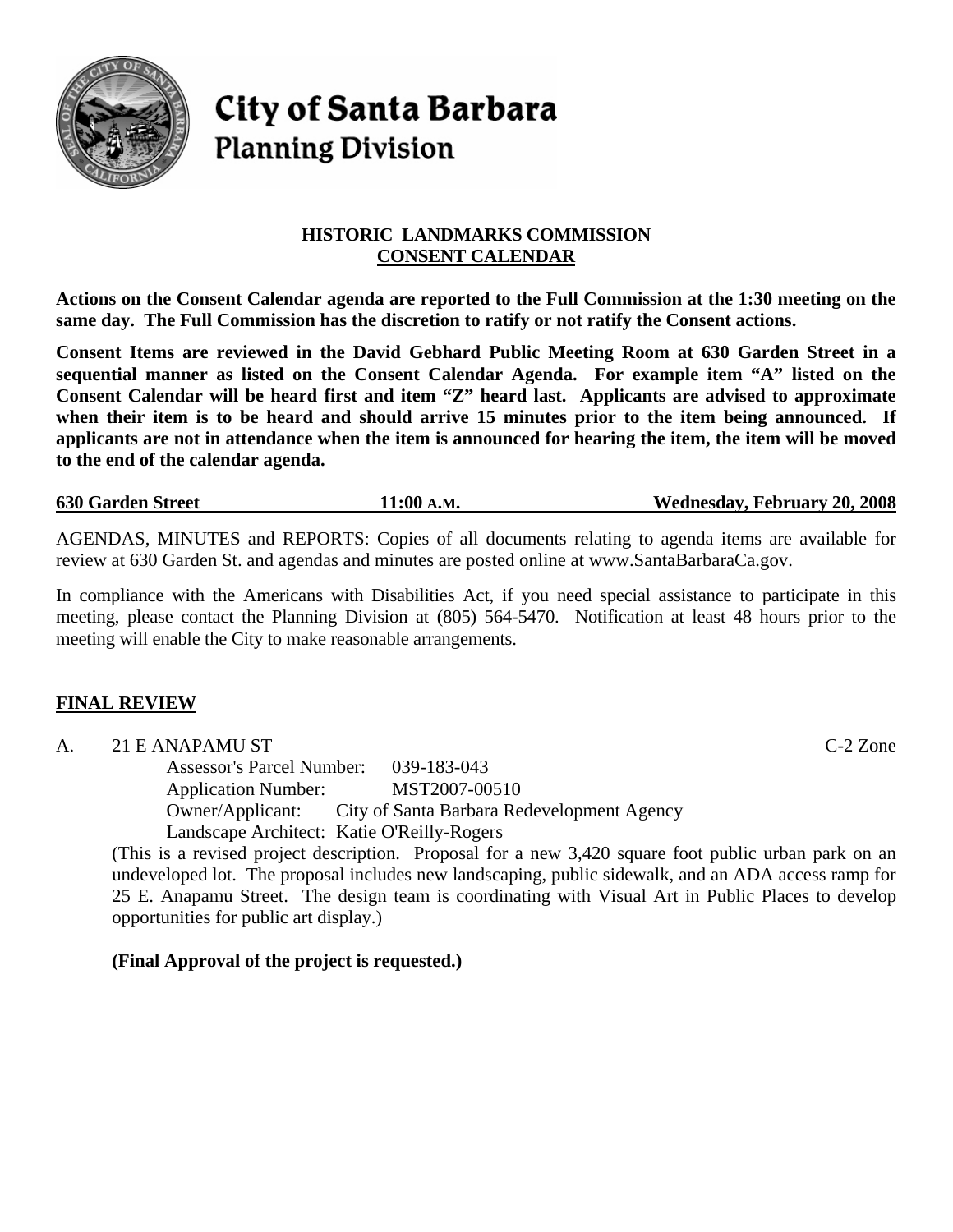# City of Santa Barbara
## Planning Division

**HISTORIC LANDMARKS COMMISSION**
**CONSENT CALENDAR**

**Actions on the Consent Calendar agenda are reported to the Full Commission at the 1:30 meeting on the same day. The Full Commission has the discretion to ratify or not ratify the Consent actions.**

**Consent Items are reviewed in the David Gebhard Public Meeting Room at 630 Garden Street in a sequential manner as listed on the Consent Calendar Agenda. For example item "A" listed on the Consent Calendar will be heard first and item "Z" heard last. Applicants are advised to approximate when their item is to be heard and should arrive 15 minutes prior to the item being announced. If applicants are not in attendance when the item is announced for hearing the item, the item will be moved to the end of the calendar agenda.**

**630 Garden Street** | **11:00 A.M.** | **Wednesday, February 20, 2008**

AGENDAS, MINUTES and REPORTS: Copies of all documents relating to agenda items are available for review at 630 Garden St. and agendas and minutes are posted online at www.SantaBarbaraCa.gov.

In compliance with the Americans with Disabilities Act, if you need special assistance to participate in this meeting, please contact the Planning Division at (805) 564-5470. Notification at least 48 hours prior to the meeting will enable the City to make reasonable arrangements.

## FINAL REVIEW

A. 21 E ANAPAMU ST — C-2 Zone

Assessor's Parcel Number: 039-183-043
Application Number: MST2007-00510
Owner/Applicant: City of Santa Barbara Redevelopment Agency
Landscape Architect: Katie O'Reilly-Rogers

(This is a revised project description. Proposal for a new 3,420 square foot public urban park on an undeveloped lot. The proposal includes new landscaping, public sidewalk, and an ADA access ramp for 25 E. Anapamu Street. The design team is coordinating with Visual Art in Public Places to develop opportunities for public art display.)

**(Final Approval of the project is requested.)**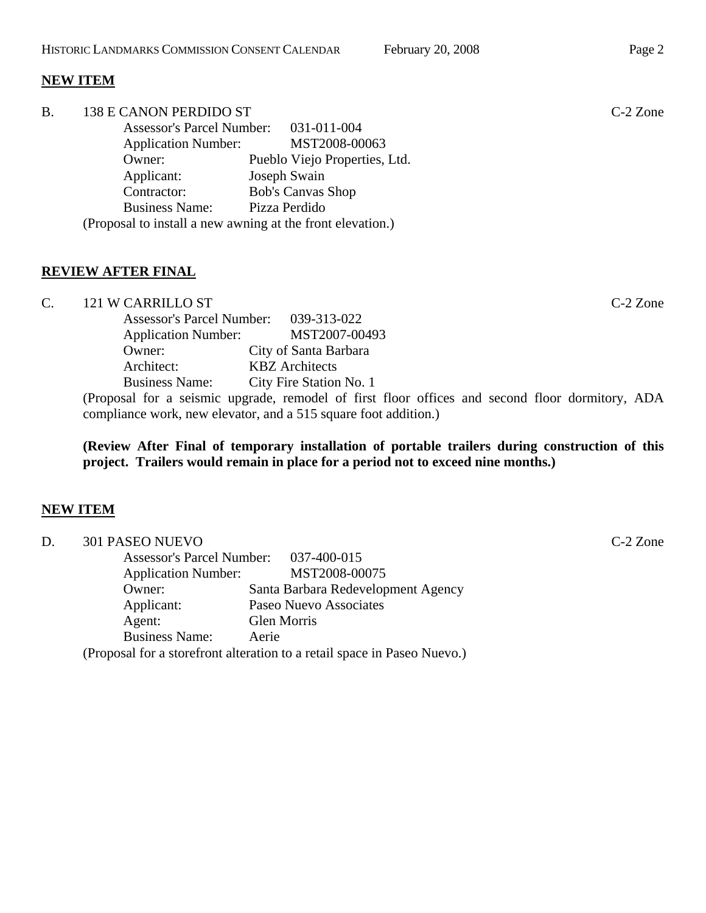**NEW ITEM**

B. 138 E CANON PERDIDO ST C-2 Zone

Assessor's Parcel Number: 031-011-004
Application Number: MST2008-00063
Owner: Pueblo Viejo Properties, Ltd.
Applicant: Joseph Swain
Contractor: Bob's Canvas Shop
Business Name: Pizza Perdido

(Proposal to install a new awning at the front elevation.)

**REVIEW AFTER FINAL**

C. 121 W CARRILLO ST C-2 Zone

Assessor's Parcel Number: 039-313-022
Application Number: MST2007-00493
Owner: City of Santa Barbara
Architect: KBZ Architects
Business Name: City Fire Station No. 1

(Proposal for a seismic upgrade, remodel of first floor offices and second floor dormitory, ADA compliance work, new elevator, and a 515 square foot addition.)

**(Review After Final of temporary installation of portable trailers during construction of this project. Trailers would remain in place for a period not to exceed nine months.)**

**NEW ITEM**

D. 301 PASEO NUEVO C-2 Zone

Assessor's Parcel Number: 037-400-015
Application Number: MST2008-00075
Owner: Santa Barbara Redevelopment Agency
Applicant: Paseo Nuevo Associates
Agent: Glen Morris
Business Name: Aerie

(Proposal for a storefront alteration to a retail space in Paseo Nuevo.)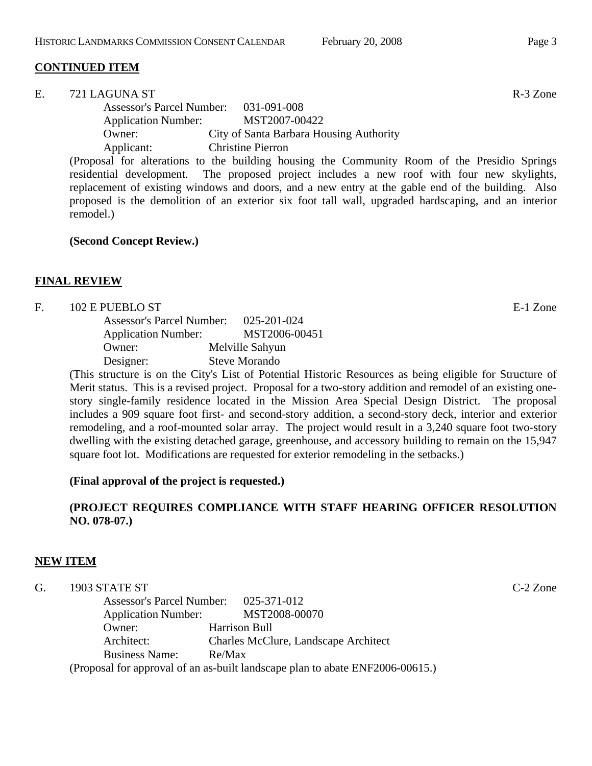## CONTINUED ITEM

E. 721 LAGUNA ST R-3 Zone

Assessor's Parcel Number: 031-091-008
Application Number: MST2007-00422
Owner: City of Santa Barbara Housing Authority
Applicant: Christine Pierron

(Proposal for alterations to the building housing the Community Room of the Presidio Springs residential development. The proposed project includes a new roof with four new skylights, replacement of existing windows and doors, and a new entry at the gable end of the building. Also proposed is the demolition of an exterior six foot tall wall, upgraded hardscaping, and an interior remodel.)

**(Second Concept Review.)**

## FINAL REVIEW

F. 102 E PUEBLO ST E-1 Zone

Assessor's Parcel Number: 025-201-024
Application Number: MST2006-00451
Owner: Melville Sahyun
Designer: Steve Morando

(This structure is on the City's List of Potential Historic Resources as being eligible for Structure of Merit status. This is a revised project. Proposal for a two-story addition and remodel of an existing one-story single-family residence located in the Mission Area Special Design District. The proposal includes a 909 square foot first- and second-story addition, a second-story deck, interior and exterior remodeling, and a roof-mounted solar array. The project would result in a 3,240 square foot two-story dwelling with the existing detached garage, greenhouse, and accessory building to remain on the 15,947 square foot lot. Modifications are requested for exterior remodeling in the setbacks.)

**(Final approval of the project is requested.)**

**(PROJECT REQUIRES COMPLIANCE WITH STAFF HEARING OFFICER RESOLUTION NO. 078-07.)**

## NEW ITEM

G. 1903 STATE ST C-2 Zone

Assessor's Parcel Number: 025-371-012
Application Number: MST2008-00070
Owner: Harrison Bull
Architect: Charles McClure, Landscape Architect
Business Name: Re/Max

(Proposal for approval of an as-built landscape plan to abate ENF2006-00615.)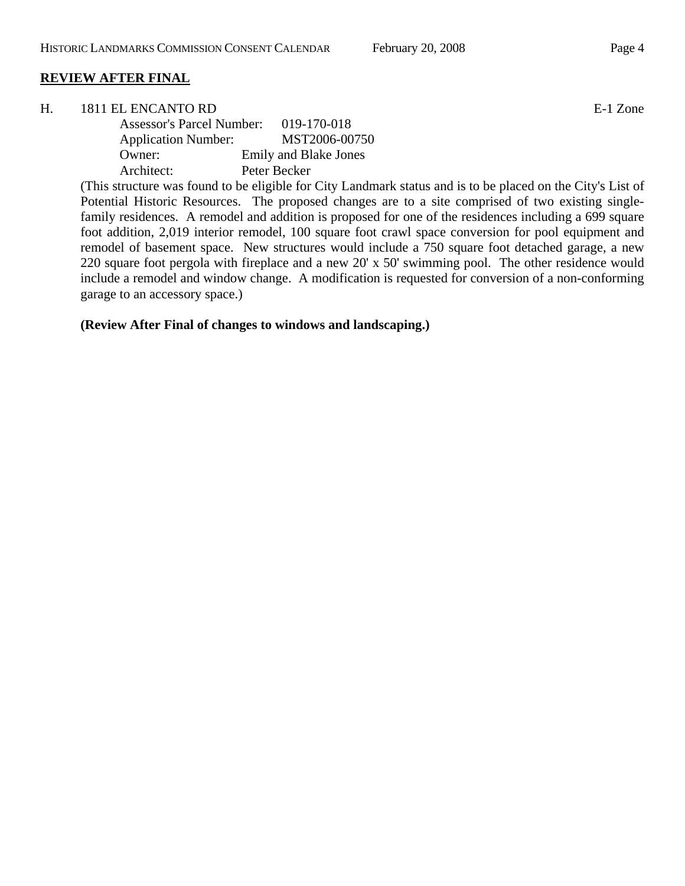## REVIEW AFTER FINAL

H. 1811 EL ENCANTO RD E-1 Zone

Assessor's Parcel Number: 019-170-018
Application Number: MST2006-00750
Owner: Emily and Blake Jones
Architect: Peter Becker

(This structure was found to be eligible for City Landmark status and is to be placed on the City's List of Potential Historic Resources. The proposed changes are to a site comprised of two existing single-family residences. A remodel and addition is proposed for one of the residences including a 699 square foot addition, 2,019 interior remodel, 100 square foot crawl space conversion for pool equipment and remodel of basement space. New structures would include a 750 square foot detached garage, a new 220 square foot pergola with fireplace and a new 20' x 50' swimming pool. The other residence would include a remodel and window change. A modification is requested for conversion of a non-conforming garage to an accessory space.)

**(Review After Final of changes to windows and landscaping.)**